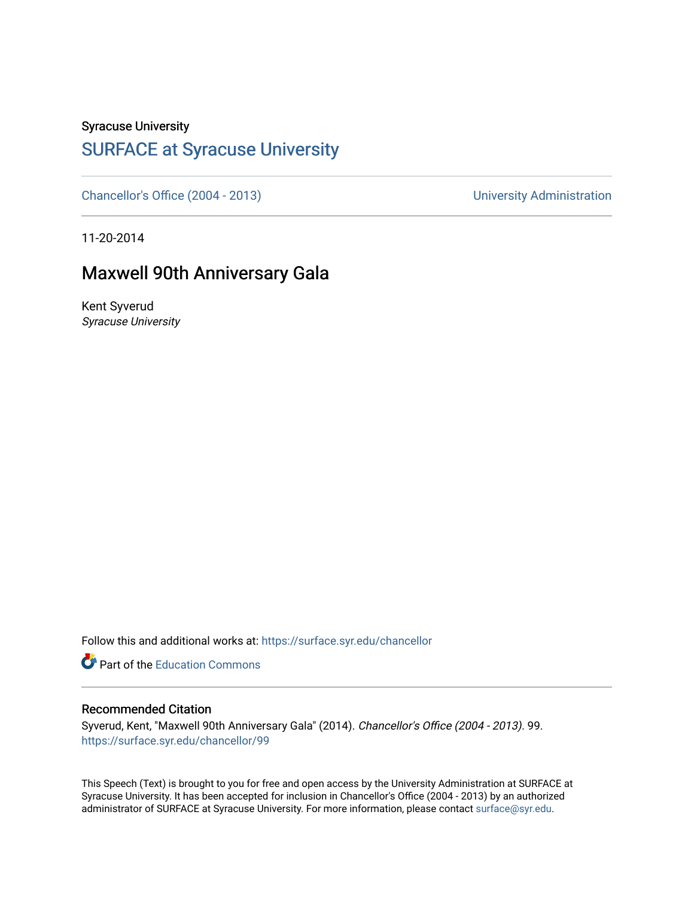Syracuse University

## SURFACE at Syracuse University

Chancellor's Office (2004 - 2013) University Administration

11-20-2014

# Maxwell 90th Anniversary Gala

Kent Syverud
*Syracuse University*

Follow this and additional works at: https://surface.syr.edu/chancellor

Part of the Education Commons

### Recommended Citation

Syverud, Kent, "Maxwell 90th Anniversary Gala" (2014). *Chancellor's Office (2004 - 2013)*. 99.
https://surface.syr.edu/chancellor/99

This Speech (Text) is brought to you for free and open access by the University Administration at SURFACE at Syracuse University. It has been accepted for inclusion in Chancellor's Office (2004 - 2013) by an authorized administrator of SURFACE at Syracuse University. For more information, please contact surface@syr.edu.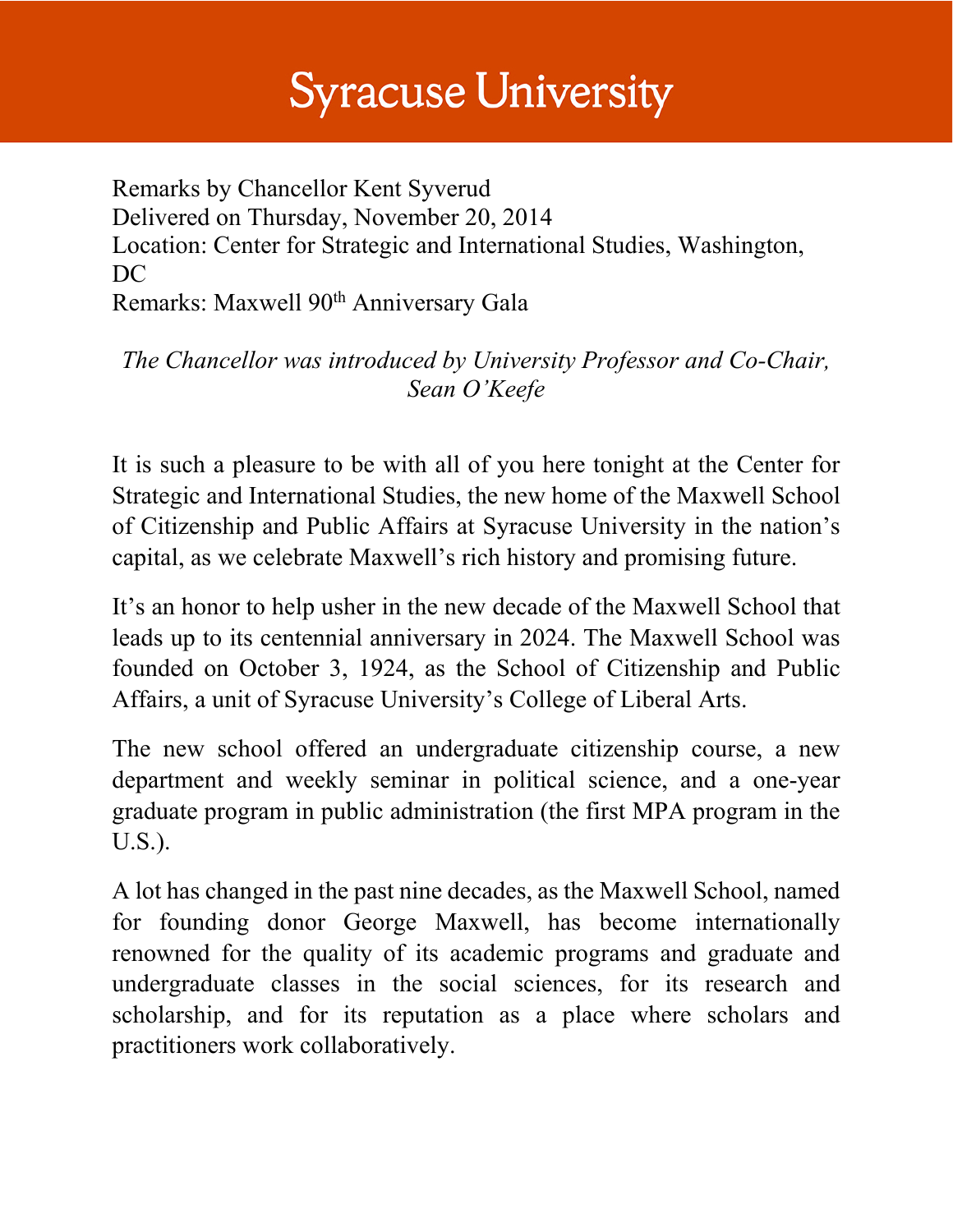# Syracuse University

Remarks by Chancellor Kent Syverud
Delivered on Thursday, November 20, 2014
Location: Center for Strategic and International Studies, Washington, DC
Remarks: Maxwell 90th Anniversary Gala

*The Chancellor was introduced by University Professor and Co-Chair, Sean O'Keefe*

It is such a pleasure to be with all of you here tonight at the Center for Strategic and International Studies, the new home of the Maxwell School of Citizenship and Public Affairs at Syracuse University in the nation's capital, as we celebrate Maxwell's rich history and promising future.

It's an honor to help usher in the new decade of the Maxwell School that leads up to its centennial anniversary in 2024. The Maxwell School was founded on October 3, 1924, as the School of Citizenship and Public Affairs, a unit of Syracuse University's College of Liberal Arts.

The new school offered an undergraduate citizenship course, a new department and weekly seminar in political science, and a one-year graduate program in public administration (the first MPA program in the U.S.).

A lot has changed in the past nine decades, as the Maxwell School, named for founding donor George Maxwell, has become internationally renowned for the quality of its academic programs and graduate and undergraduate classes in the social sciences, for its research and scholarship, and for its reputation as a place where scholars and practitioners work collaboratively.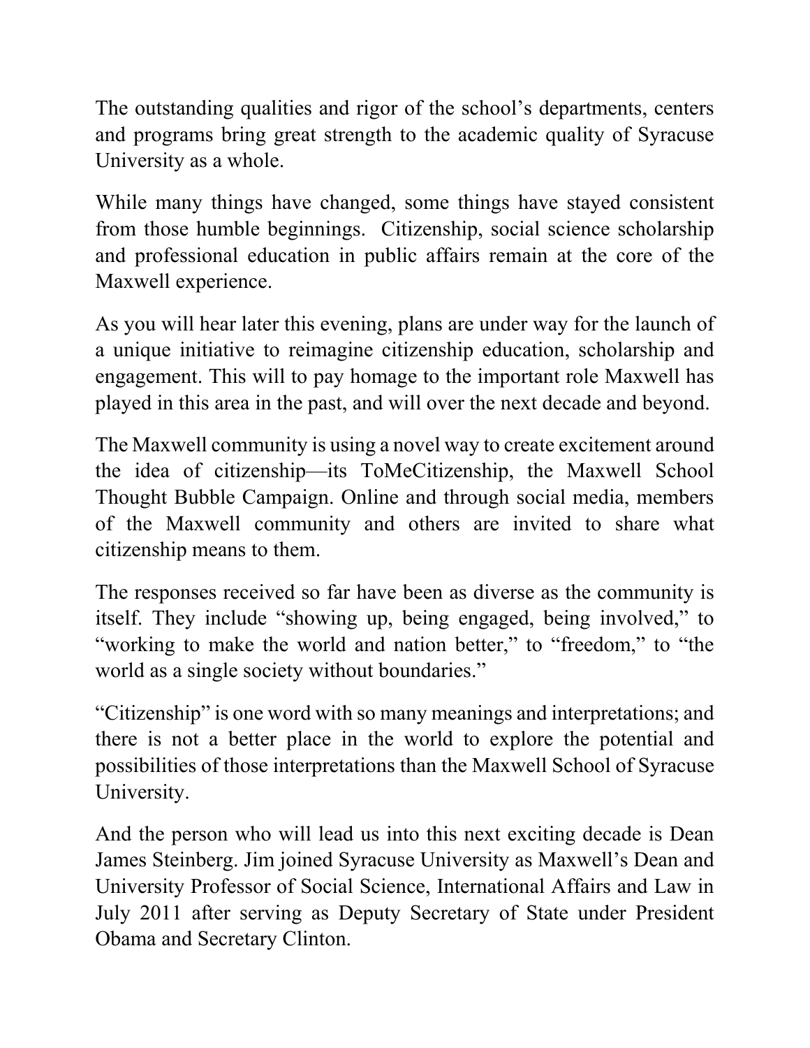The outstanding qualities and rigor of the school's departments, centers and programs bring great strength to the academic quality of Syracuse University as a whole.

While many things have changed, some things have stayed consistent from those humble beginnings. Citizenship, social science scholarship and professional education in public affairs remain at the core of the Maxwell experience.

As you will hear later this evening, plans are under way for the launch of a unique initiative to reimagine citizenship education, scholarship and engagement. This will to pay homage to the important role Maxwell has played in this area in the past, and will over the next decade and beyond.

The Maxwell community is using a novel way to create excitement around the idea of citizenship—its ToMeCitizenship, the Maxwell School Thought Bubble Campaign. Online and through social media, members of the Maxwell community and others are invited to share what citizenship means to them.

The responses received so far have been as diverse as the community is itself. They include "showing up, being engaged, being involved," to "working to make the world and nation better," to "freedom," to "the world as a single society without boundaries."

"Citizenship" is one word with so many meanings and interpretations; and there is not a better place in the world to explore the potential and possibilities of those interpretations than the Maxwell School of Syracuse University.

And the person who will lead us into this next exciting decade is Dean James Steinberg. Jim joined Syracuse University as Maxwell's Dean and University Professor of Social Science, International Affairs and Law in July 2011 after serving as Deputy Secretary of State under President Obama and Secretary Clinton.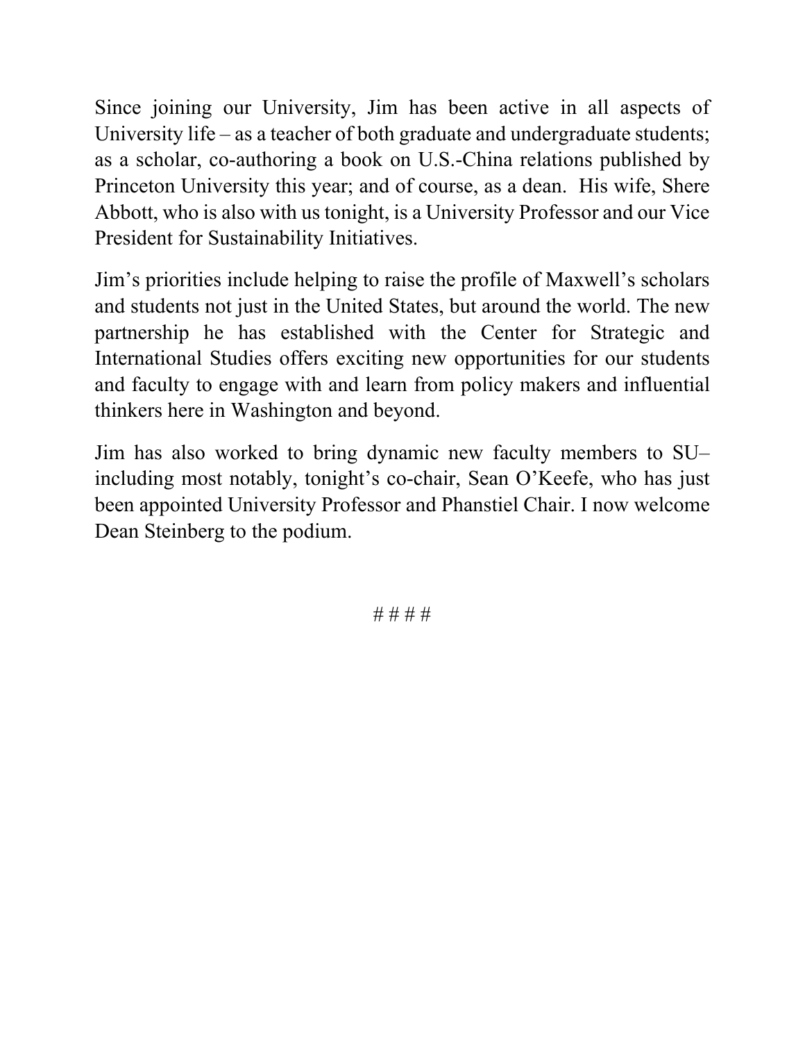Since joining our University, Jim has been active in all aspects of University life – as a teacher of both graduate and undergraduate students; as a scholar, co-authoring a book on U.S.-China relations published by Princeton University this year; and of course, as a dean. His wife, Shere Abbott, who is also with us tonight, is a University Professor and our Vice President for Sustainability Initiatives.

Jim's priorities include helping to raise the profile of Maxwell's scholars and students not just in the United States, but around the world. The new partnership he has established with the Center for Strategic and International Studies offers exciting new opportunities for our students and faculty to engage with and learn from policy makers and influential thinkers here in Washington and beyond.

Jim has also worked to bring dynamic new faculty members to SU– including most notably, tonight's co-chair, Sean O'Keefe, who has just been appointed University Professor and Phanstiel Chair. I now welcome Dean Steinberg to the podium.

# # # #